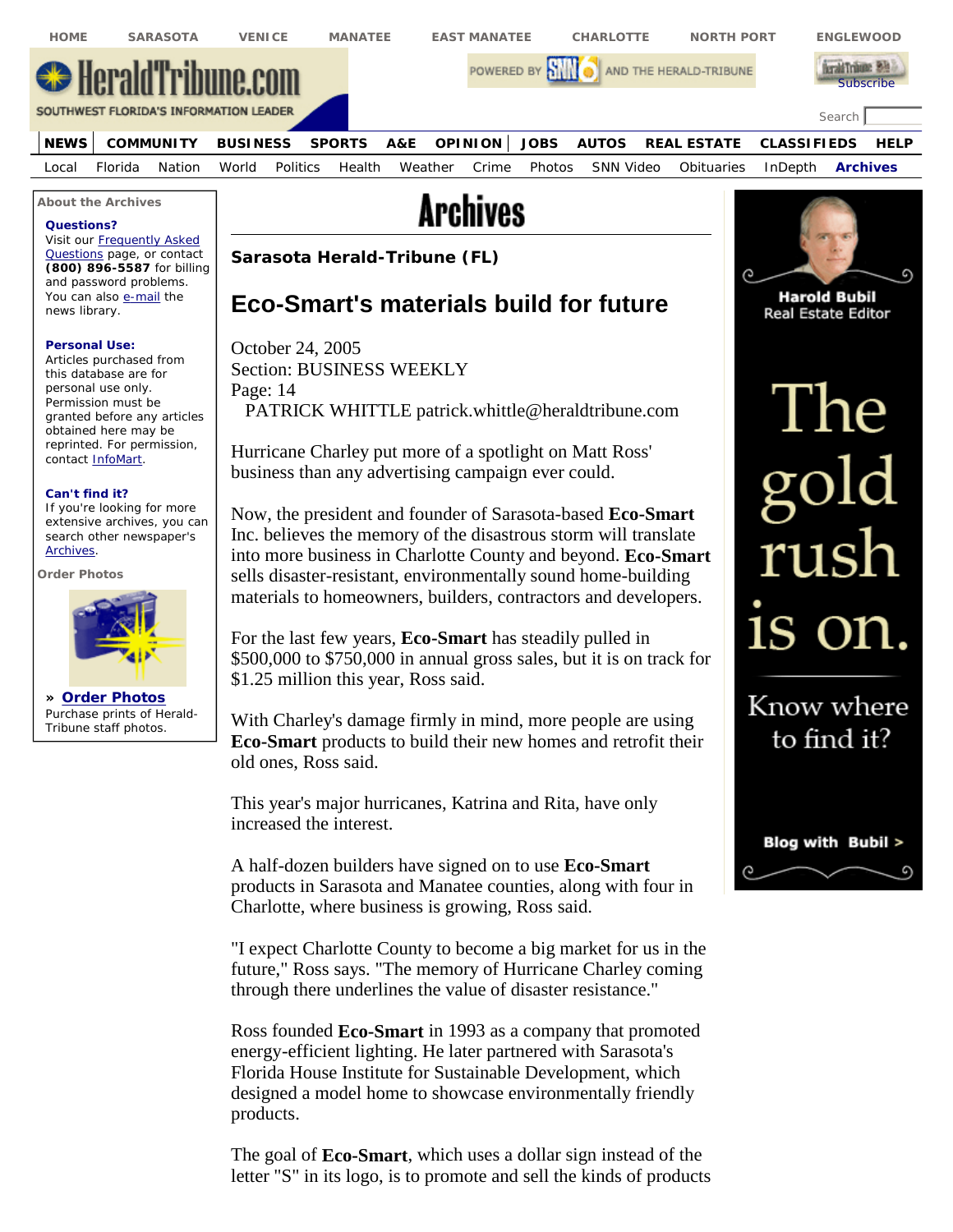# Archives

**Sarasota Herald-Tribune (FL)**

## Eco-Smart's materials build for future

October 24, 2005
Section: BUSINESS WEEKLY
Page: 14
PATRICK WHITTLE patrick.whittle@heraldtribune.com

Hurricane Charley put more of a spotlight on Matt Ross' business than any advertising campaign ever could.

Now, the president and founder of Sarasota-based **Eco-Smart** Inc. believes the memory of the disastrous storm will translate into more business in Charlotte County and beyond. **Eco-Smart** sells disaster-resistant, environmentally sound home-building materials to homeowners, builders, contractors and developers.

For the last few years, **Eco-Smart** has steadily pulled in $500,000 to $750,000 in annual gross sales, but it is on track for $1.25 million this year, Ross said.

With Charley's damage firmly in mind, more people are using **Eco-Smart** products to build their new homes and retrofit their old ones, Ross said.

This year's major hurricanes, Katrina and Rita, have only increased the interest.

A half-dozen builders have signed on to use **Eco-Smart** products in Sarasota and Manatee counties, along with four in Charlotte, where business is growing, Ross said.

"I expect Charlotte County to become a big market for us in the future," Ross says. "The memory of Hurricane Charley coming through there underlines the value of disaster resistance."

Ross founded **Eco-Smart** in 1993 as a company that promoted energy-efficient lighting. He later partnered with Sarasota's Florida House Institute for Sustainable Development, which designed a model home to showcase environmentally friendly products.

The goal of **Eco-Smart**, which uses a dollar sign instead of the letter "S" in its logo, is to promote and sell the kinds of products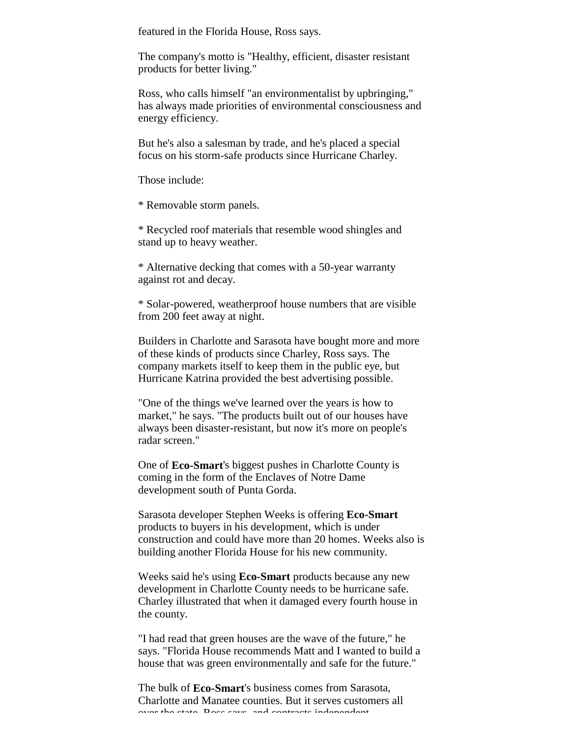featured in the Florida House, Ross says.

The company's motto is "Healthy, efficient, disaster resistant products for better living."

Ross, who calls himself "an environmentalist by upbringing," has always made priorities of environmental consciousness and energy efficiency.

But he's also a salesman by trade, and he's placed a special focus on his storm-safe products since Hurricane Charley.

Those include:

* Removable storm panels.

* Recycled roof materials that resemble wood shingles and stand up to heavy weather.

* Alternative decking that comes with a 50-year warranty against rot and decay.

* Solar-powered, weatherproof house numbers that are visible from 200 feet away at night.

Builders in Charlotte and Sarasota have bought more and more of these kinds of products since Charley, Ross says. The company markets itself to keep them in the public eye, but Hurricane Katrina provided the best advertising possible.

"One of the things we've learned over the years is how to market," he says. "The products built out of our houses have always been disaster-resistant, but now it's more on people's radar screen."

One of **Eco-Smart**'s biggest pushes in Charlotte County is coming in the form of the Enclaves of Notre Dame development south of Punta Gorda.

Sarasota developer Stephen Weeks is offering **Eco-Smart** products to buyers in his development, which is under construction and could have more than 20 homes. Weeks also is building another Florida House for his new community.

Weeks said he's using **Eco-Smart** products because any new development in Charlotte County needs to be hurricane safe. Charley illustrated that when it damaged every fourth house in the county.

"I had read that green houses are the wave of the future," he says. "Florida House recommends Matt and I wanted to build a house that was green environmentally and safe for the future."

The bulk of **Eco-Smart**'s business comes from Sarasota, Charlotte and Manatee counties. But it serves customers all over the state, Ross says, and contracts independent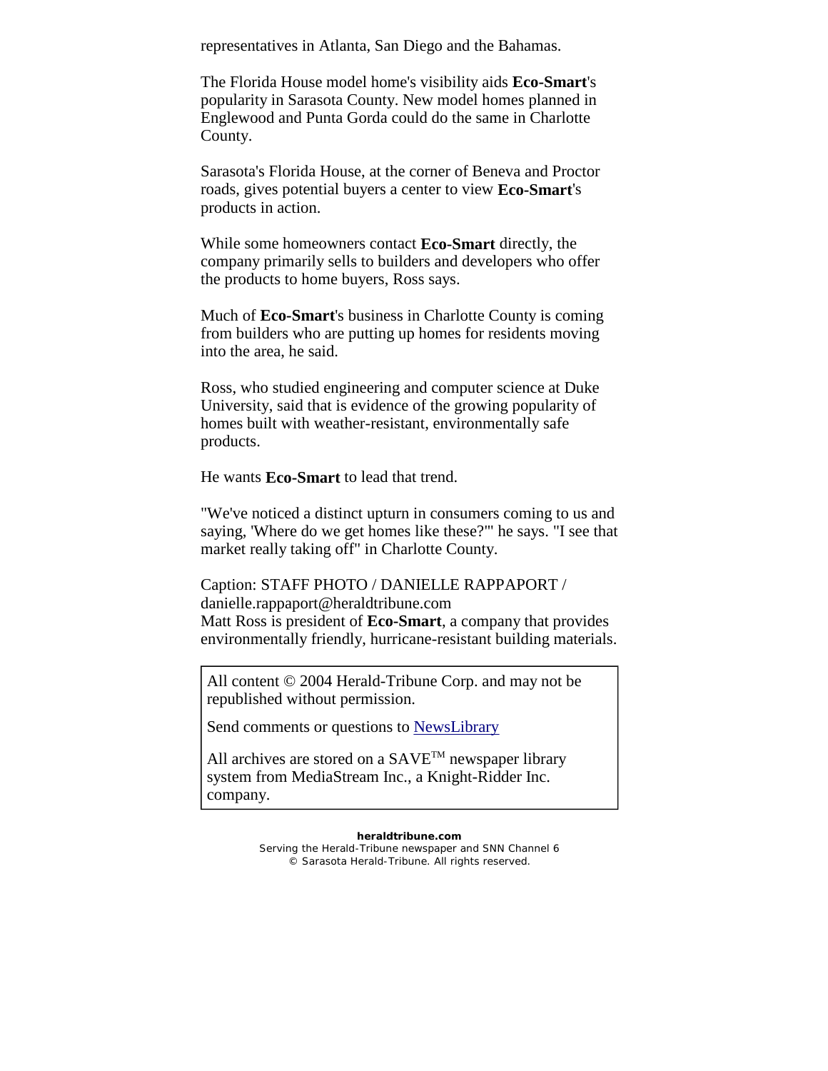representatives in Atlanta, San Diego and the Bahamas.

The Florida House model home's visibility aids **Eco-Smart**'s popularity in Sarasota County. New model homes planned in Englewood and Punta Gorda could do the same in Charlotte County.

Sarasota's Florida House, at the corner of Beneva and Proctor roads, gives potential buyers a center to view **Eco-Smart**'s products in action.

While some homeowners contact **Eco-Smart** directly, the company primarily sells to builders and developers who offer the products to home buyers, Ross says.

Much of **Eco-Smart**'s business in Charlotte County is coming from builders who are putting up homes for residents moving into the area, he said.

Ross, who studied engineering and computer science at Duke University, said that is evidence of the growing popularity of homes built with weather-resistant, environmentally safe products.

He wants **Eco-Smart** to lead that trend.

"We've noticed a distinct upturn in consumers coming to us and saying, 'Where do we get homes like these?'" he says. "I see that market really taking off" in Charlotte County.

Caption: STAFF PHOTO / DANIELLE RAPPAPORT / danielle.rappaport@heraldtribune.com
Matt Ross is president of **Eco-Smart**, a company that provides environmentally friendly, hurricane-resistant building materials.

All content © 2004 Herald-Tribune Corp. and may not be republished without permission.

Send comments or questions to NewsLibrary

All archives are stored on a SAVE™ newspaper library system from MediaStream Inc., a Knight-Ridder Inc. company.

**heraldtribune.com**
Serving the Herald-Tribune newspaper and SNN Channel 6
© Sarasota Herald-Tribune. All rights reserved.